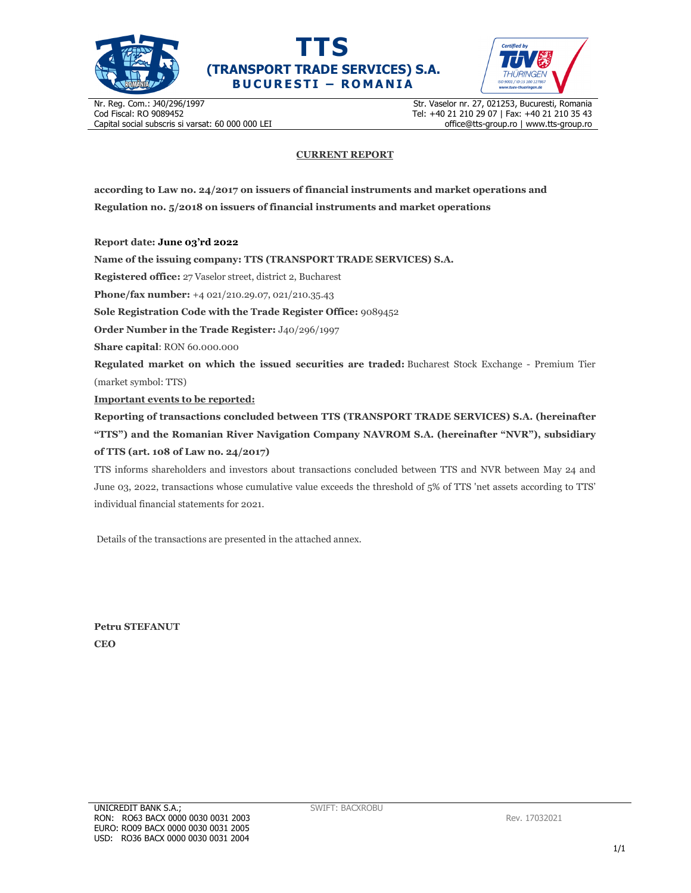# TTS

## (TRANSPORT TRADE SERVICES) S.A.

**BUCURESTI – ROMANIA**

Nr. Reg. Com.: J40/296/1997
Cod Fiscal: RO 9089452
Capital social subscris si varsat: 60 000 000 LEI

Str. Vaselor nr. 27, 021253, Bucuresti, Romania
Tel: +40 21 210 29 07 | Fax: +40 21 210 35 43
office@tts-group.ro | www.tts-group.ro

**CURRENT REPORT**

**according to Law no. 24/2017 on issuers of financial instruments and market operations and Regulation no. 5/2018 on issuers of financial instruments and market operations**

**Report date: June 03'rd 2022**

**Name of the issuing company: TTS (TRANSPORT TRADE SERVICES) S.A.**

**Registered office:** 27 Vaselor street, district 2, Bucharest

**Phone/fax number:** +4 021/210.29.07, 021/210.35.43

**Sole Registration Code with the Trade Register Office:** 9089452

**Order Number in the Trade Register:** J40/296/1997

**Share capital**: RON 60.000.000

**Regulated market on which the issued securities are traded:** Bucharest Stock Exchange - Premium Tier (market symbol: TTS)

**Important events to be reported:**

**Reporting of transactions concluded between TTS (TRANSPORT TRADE SERVICES) S.A. (hereinafter "TTS") and the Romanian River Navigation Company NAVROM S.A. (hereinafter "NVR"), subsidiary of TTS (art. 108 of Law no. 24/2017)**

TTS informs shareholders and investors about transactions concluded between TTS and NVR between May 24 and June 03, 2022, transactions whose cumulative value exceeds the threshold of 5% of TTS 'net assets according to TTS' individual financial statements for 2021.

Details of the transactions are presented in the attached annex.

**Petru STEFANUT**
**CEO**

UNICREDIT BANK S.A.;
RON: RO63 BACX 0000 0030 0031 2003
EURO: RO09 BACX 0000 0030 0031 2005
USD: RO36 BACX 0000 0030 0031 2004

SWIFT: BACXROBU

Rev. 17032021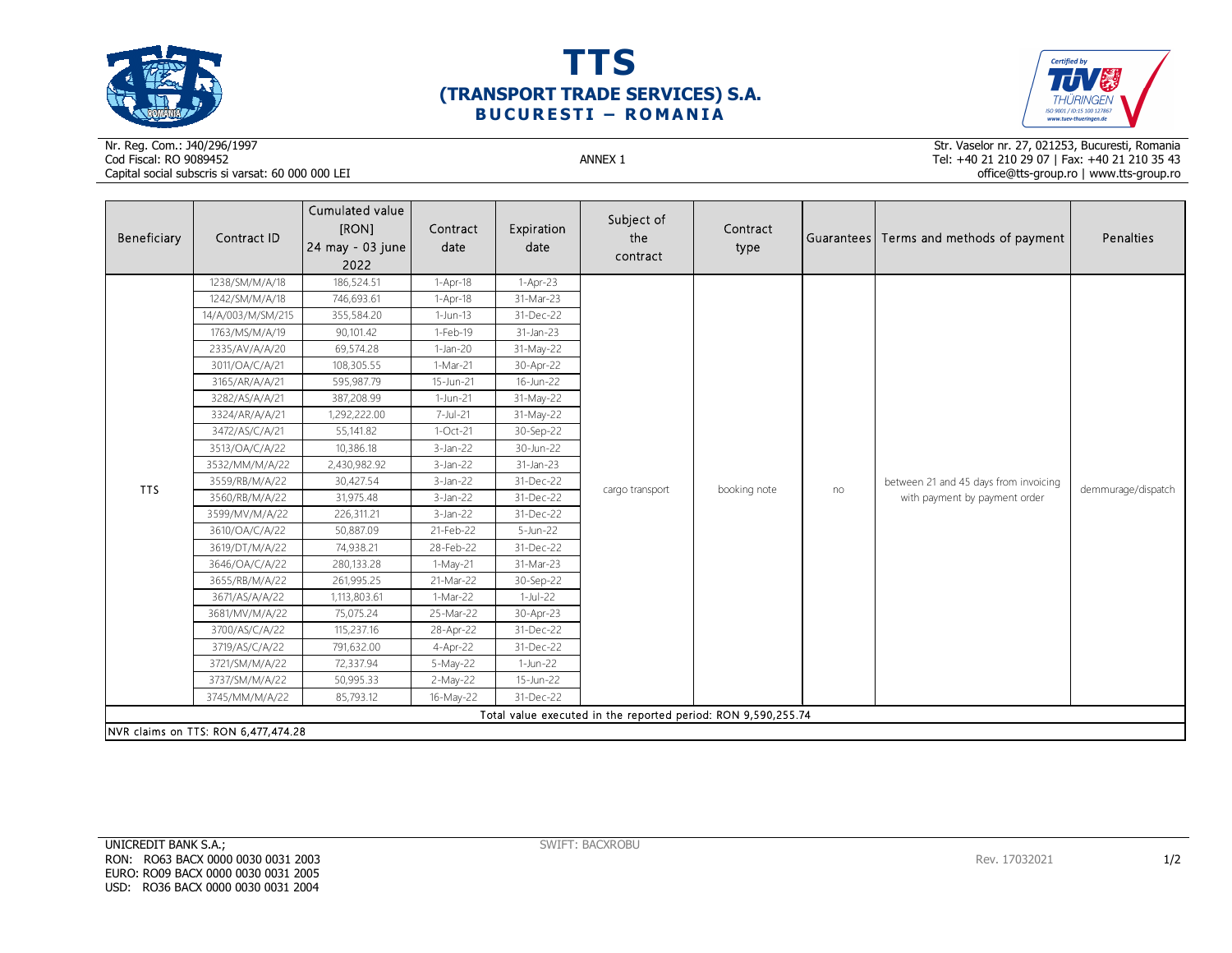# TTS
## (TRANSPORT TRADE SERVICES) S.A.
### BUCURESTI – ROMANIA

Nr. Reg. Com.: J40/296/1997
Cod Fiscal: RO 9089452
Capital social subscris si varsat: 60 000 000 LEI

ANNEX 1

Str. Vaselor nr. 27, 021253, Bucuresti, Romania
Tel: +40 21 210 29 07 | Fax: +40 21 210 35 43
office@tts-group.ro | www.tts-group.ro

| Beneficiary | Contract ID | Cumulated value [RON] 24 may - 03 june 2022 | Contract date | Expiration date | Subject of the contract | Contract type | Guarantees | Terms and methods of payment | Penalties |
|---|---|---|---|---|---|---|---|---|---|
| TTS | 1238/SM/M/A/18 | 186,524.51 | 1-Apr-18 | 1-Apr-23 | cargo transport | booking note | no | between 21 and 45 days from invoicing with payment by payment order | demmurage/dispatch |
| | 1242/SM/M/A/18 | 746,693.61 | 1-Apr-18 | 31-Mar-23 | | | | | |
| | 14/A/003/M/SM/215 | 355,584.20 | 1-Jun-13 | 31-Dec-22 | | | | | |
| | 1763/MS/M/A/19 | 90,101.42 | 1-Feb-19 | 31-Jan-23 | | | | | |
| | 2335/AV/A/A/20 | 69,574.28 | 1-Jan-20 | 31-May-22 | | | | | |
| | 3011/OA/C/A/21 | 108,305.55 | 1-Mar-21 | 30-Apr-22 | | | | | |
| | 3165/AR/A/A/21 | 595,987.79 | 15-Jun-21 | 16-Jun-22 | | | | | |
| | 3282/AS/A/A/21 | 387,208.99 | 1-Jun-21 | 31-May-22 | | | | | |
| | 3324/AR/A/A/21 | 1,292,222.00 | 7-Jul-21 | 31-May-22 | | | | | |
| | 3472/AS/C/A/21 | 55,141.82 | 1-Oct-21 | 30-Sep-22 | | | | | |
| | 3513/OA/C/A/22 | 10,386.18 | 3-Jan-22 | 30-Jun-22 | | | | | |
| | 3532/MM/M/A/22 | 2,430,982.92 | 3-Jan-22 | 31-Jan-23 | | | | | |
| | 3559/RB/M/A/22 | 30,427.54 | 3-Jan-22 | 31-Dec-22 | | | | | |
| | 3560/RB/M/A/22 | 31,975.48 | 3-Jan-22 | 31-Dec-22 | | | | | |
| | 3599/MV/M/A/22 | 226,311.21 | 3-Jan-22 | 31-Dec-22 | | | | | |
| | 3610/OA/C/A/22 | 50,887.09 | 21-Feb-22 | 5-Jun-22 | | | | | |
| | 3619/DT/M/A/22 | 74,938.21 | 28-Feb-22 | 31-Dec-22 | | | | | |
| | 3646/OA/C/A/22 | 280,133.28 | 1-May-21 | 31-Mar-23 | | | | | |
| | 3655/RB/M/A/22 | 261,995.25 | 21-Mar-22 | 30-Sep-22 | | | | | |
| | 3671/AS/A/A/22 | 1,113,803.61 | 1-Mar-22 | 1-Jul-22 | | | | | |
| | 3681/MV/M/A/22 | 75,075.24 | 25-Mar-22 | 30-Apr-23 | | | | | |
| | 3700/AS/C/A/22 | 115,237.16 | 28-Apr-22 | 31-Dec-22 | | | | | |
| | 3719/AS/C/A/22 | 791,632.00 | 4-Apr-22 | 31-Dec-22 | | | | | |
| | 3721/SM/M/A/22 | 72,337.94 | 5-May-22 | 1-Jun-22 | | | | | |
| | 3737/SM/M/A/22 | 50,995.33 | 2-May-22 | 15-Jun-22 | | | | | |
| | 3745/MM/M/A/22 | 85,793.12 | 16-May-22 | 31-Dec-22 | | | | | |
| Total value executed in the reported period: RON 9,590,255.74 | | | | | | | | | |
| NVR claims on TTS: RON 6,477,474.28 | | | | | | | | | |

UNICREDIT BANK S.A.;
RON: RO63 BACX 0000 0030 0031 2003
EURO: RO09 BACX 0000 0030 0031 2005
USD: RO36 BACX 0000 0030 0031 2004

SWIFT: BACXROBU

Rev. 17032021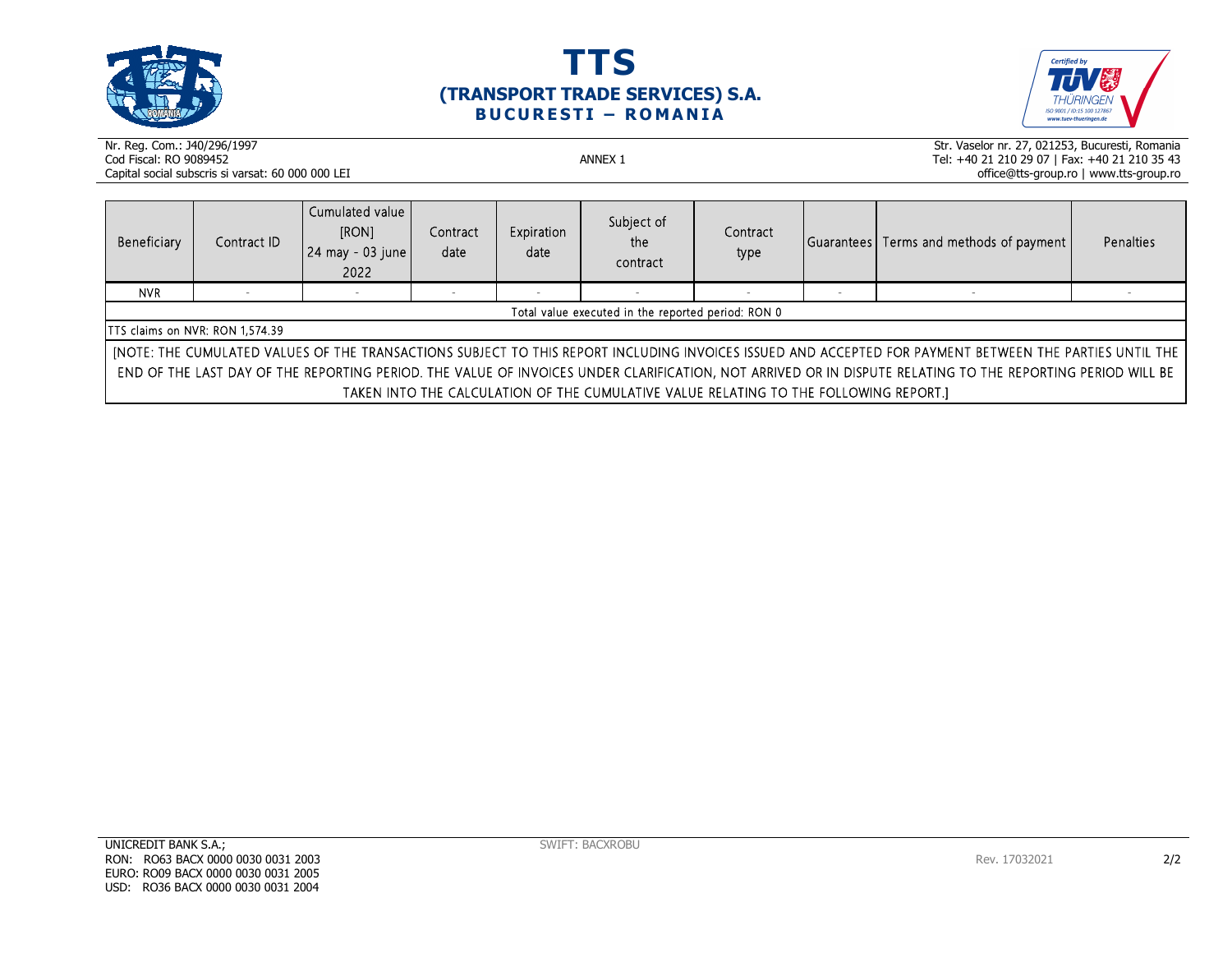# TTS

## (TRANSPORT TRADE SERVICES) S.A.

### BUCURESTI – ROMANIA

Nr. Reg. Com.: J40/296/1997
Cod Fiscal: RO 9089452
Capital social subscris si varsat: 60 000 000 LEI

ANNEX 1

Str. Vaselor nr. 27, 021253, Bucuresti, Romania
Tel: +40 21 210 29 07 | Fax: +40 21 210 35 43
office@tts-group.ro | www.tts-group.ro

| Beneficiary | Contract ID | Cumulated value [RON] 24 may - 03 june 2022 | Contract date | Expiration date | Subject of the contract | Contract type | Guarantees | Terms and methods of payment | Penalties |
|---|---|---|---|---|---|---|---|---|---|
| NVR | - | - | - | - | - | - | - | - | - |
| Total value executed in the reported period: RON 0 | | | | | | | | | |
| TTS claims on NVR: RON 1,574.39 | | | | | | | | | |
| [NOTE: THE CUMULATED VALUES OF THE TRANSACTIONS SUBJECT TO THIS REPORT INCLUDING INVOICES ISSUED AND ACCEPTED FOR PAYMENT BETWEEN THE PARTIES UNTIL THE END OF THE LAST DAY OF THE REPORTING PERIOD. THE VALUE OF INVOICES UNDER CLARIFICATION, NOT ARRIVED OR IN DISPUTE RELATING TO THE REPORTING PERIOD WILL BE TAKEN INTO THE CALCULATION OF THE CUMULATIVE VALUE RELATING TO THE FOLLOWING REPORT.] | | | | | | | | | |

UNICREDIT BANK S.A.;
RON: RO63 BACX 0000 0030 0031 2003
EURO: RO09 BACX 0000 0030 0031 2005
USD: RO36 BACX 0000 0030 0031 2004

SWIFT: BACXROBU

Rev. 17032021